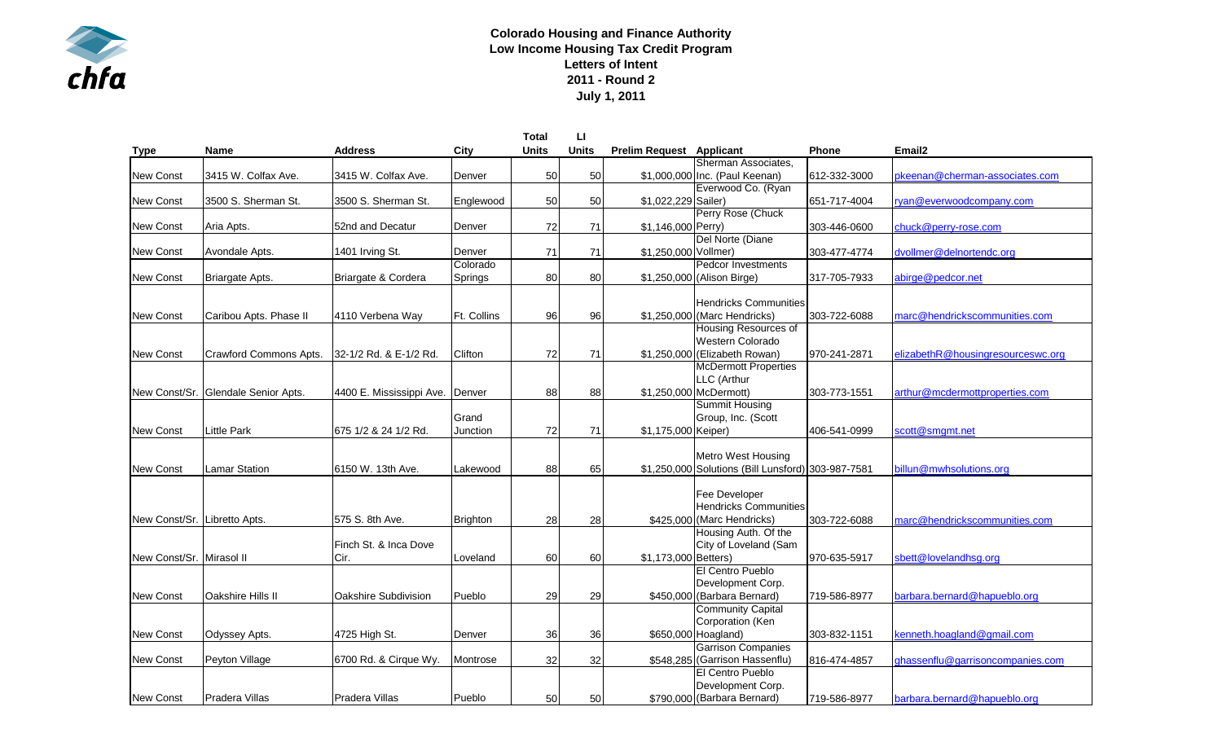**Colorado Housing and Finance Authority**
**Low Income Housing Tax Credit Program**
**Letters of Intent**
**2011 - Round 2**
**July 1, 2011**

| Type | Name | Address | City | Total Units | LI Units | Prelim Request | Applicant | Phone | Email2 |
|---|---|---|---|---|---|---|---|---|---|
| New Const | 3415 W. Colfax Ave. | 3415 W. Colfax Ave. | Denver | 50 | 50 | $1,000,000 | Sherman Associates, Inc. (Paul Keenan) | 612-332-3000 | pkeenan@cherman-associates.com |
| New Const | 3500 S. Sherman St. | 3500 S. Sherman St. | Englewood | 50 | 50 | $1,022,229 | Everwood Co. (Ryan Sailer) | 651-717-4004 | ryan@everwoodcompany.com |
| New Const | Aria Apts. | 52nd and Decatur | Denver | 72 | 71 | $1,146,000 | Perry Rose (Chuck Perry) | 303-446-0600 | chuck@perry-rose.com |
| New Const | Avondale Apts. | 1401 Irving St. | Denver | 71 | 71 | $1,250,000 | Del Norte (Diane Vollmer) | 303-477-4774 | dvollmer@delnortendc.org |
| New Const | Briargate Apts. | Briargate & Cordera | Colorado Springs | 80 | 80 | $1,250,000 | Pedcor Investments (Alison Birge) | 317-705-7933 | abirge@pedcor.net |
| New Const | Caribou Apts. Phase II | 4110 Verbena Way | Ft. Collins | 96 | 96 | $1,250,000 | Hendricks Communities (Marc Hendricks) | 303-722-6088 | marc@hendrickscommunities.com |
| New Const | Crawford Commons Apts. | 32-1/2 Rd. & E-1/2 Rd. | Clifton | 72 | 71 | $1,250,000 | Housing Resources of Western Colorado (Elizabeth Rowan) | 970-241-2871 | elizabethR@housingresourceswc.org |
| New Const/Sr. | Glendale Senior Apts. | 4400 E. Mississippi Ave. | Denver | 88 | 88 | $1,250,000 | McDermott Properties LLC (Arthur McDermott) | 303-773-1551 | arthur@mcdermottproperties.com |
| New Const | Little Park | 675 1/2 & 24 1/2 Rd. | Grand Junction | 72 | 71 | $1,175,000 | Summit Housing Group, Inc. (Scott Keiper) | 406-541-0999 | scott@smgmt.net |
| New Const | Lamar Station | 6150 W. 13th Ave. | Lakewood | 88 | 65 | $1,250,000 | Metro West Housing Solutions (Bill Lunsford) | 303-987-7581 | billun@mwhsolutions.org |
| New Const/Sr. | Libretto Apts. | 575 S. 8th Ave. | Brighton | 28 | 28 | $425,000 | Fee Developer Hendricks Communities (Marc Hendricks) | 303-722-6088 | marc@hendrickscommunities.com |
| New Const/Sr. | Mirasol II | Finch St. & Inca Dove Cir. | Loveland | 60 | 60 | $1,173,000 | Housing Auth. Of the City of Loveland (Sam Betters) | 970-635-5917 | sbett@lovelandhsg.org |
| New Const | Oakshire Hills II | Oakshire Subdivision | Pueblo | 29 | 29 | $450,000 | El Centro Pueblo Development Corp. (Barbara Bernard) | 719-586-8977 | barbara.bernard@hapueblo.org |
| New Const | Odyssey Apts. | 4725 High St. | Denver | 36 | 36 | $650,000 | Community Capital Corporation (Ken Hoagland) | 303-832-1151 | kenneth.hoagland@gmail.com |
| New Const | Peyton Village | 6700 Rd. & Cirque Wy. | Montrose | 32 | 32 | $548,285 | Garrison Companies (Garrison Hassenflu) | 816-474-4857 | ghassenflu@garrisoncompanies.com |
| New Const | Pradera Villas | Pradera Villas | Pueblo | 50 | 50 | $790,000 | El Centro Pueblo Development Corp. (Barbara Bernard) | 719-586-8977 | barbara.bernard@hapueblo.org |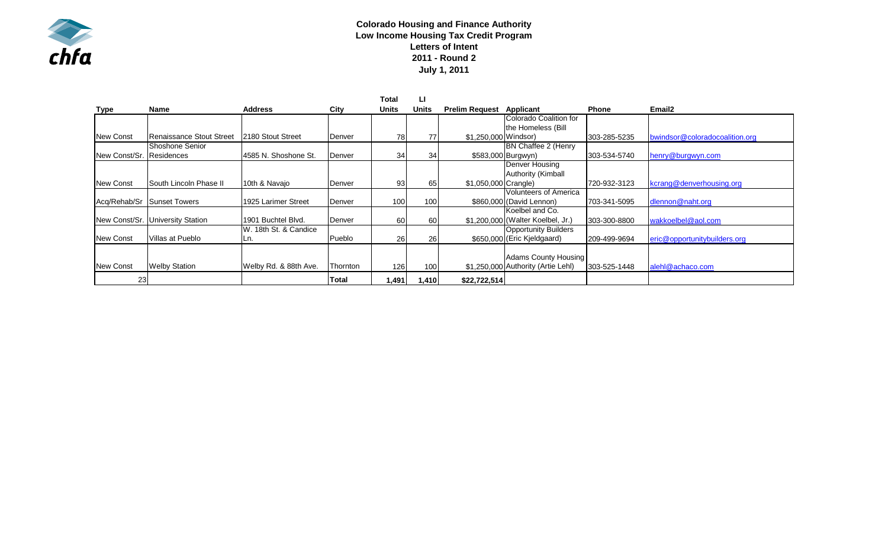**Colorado Housing and Finance Authority**
**Low Income Housing Tax Credit Program**
**Letters of Intent**
**2011 - Round 2**
**July 1, 2011**

| Type | Name | Address | City | Total Units | LI Units | Prelim Request | Applicant | Phone | Email2 |
|---|---|---|---|---|---|---|---|---|---|
| New Const | Renaissance Stout Street | 2180 Stout Street | Denver | 78 | 77 | $1,250,000 | Colorado Coalition for the Homeless (Bill Windsor) | 303-285-5235 | bwindsor@coloradocoalition.org |
| New Const/Sr. | Shoshone Senior Residences | 4585 N. Shoshone St. | Denver | 34 | 34 | $583,000 | BN Chaffee 2 (Henry Burgwyn) | 303-534-5740 | henry@burgwyn.com |
| New Const | South Lincoln Phase II | 10th & Navajo | Denver | 93 | 65 | $1,050,000 | Denver Housing Authority (Kimball Crangle) | 720-932-3123 | kcrang@denverhousing.org |
| Acq/Rehab/Sr | Sunset Towers | 1925 Larimer Street | Denver | 100 | 100 | $860,000 | Volunteers of America (David Lennon) | 703-341-5095 | dlennon@naht.org |
| New Const/Sr. | University Station | 1901 Buchtel Blvd. | Denver | 60 | 60 | $1,200,000 | Koelbel and Co. (Walter Koelbel, Jr.) | 303-300-8800 | wakkoelbel@aol.com |
| New Const | Villas at Pueblo | W. 18th St. & Candice Ln. | Pueblo | 26 | 26 | $650,000 | Opportunity Builders (Eric Kjeldgaard) | 209-499-9694 | eric@opportunitybuilders.org |
| New Const | Welby Station | Welby Rd. & 88th Ave. | Thornton | 126 | 100 | $1,250,000 | Adams County Housing Authority (Artie Lehl) | 303-525-1448 | alehl@achaco.com |
| 23 | | | Total | 1,491 | 1,410 | $22,722,514 | | | |